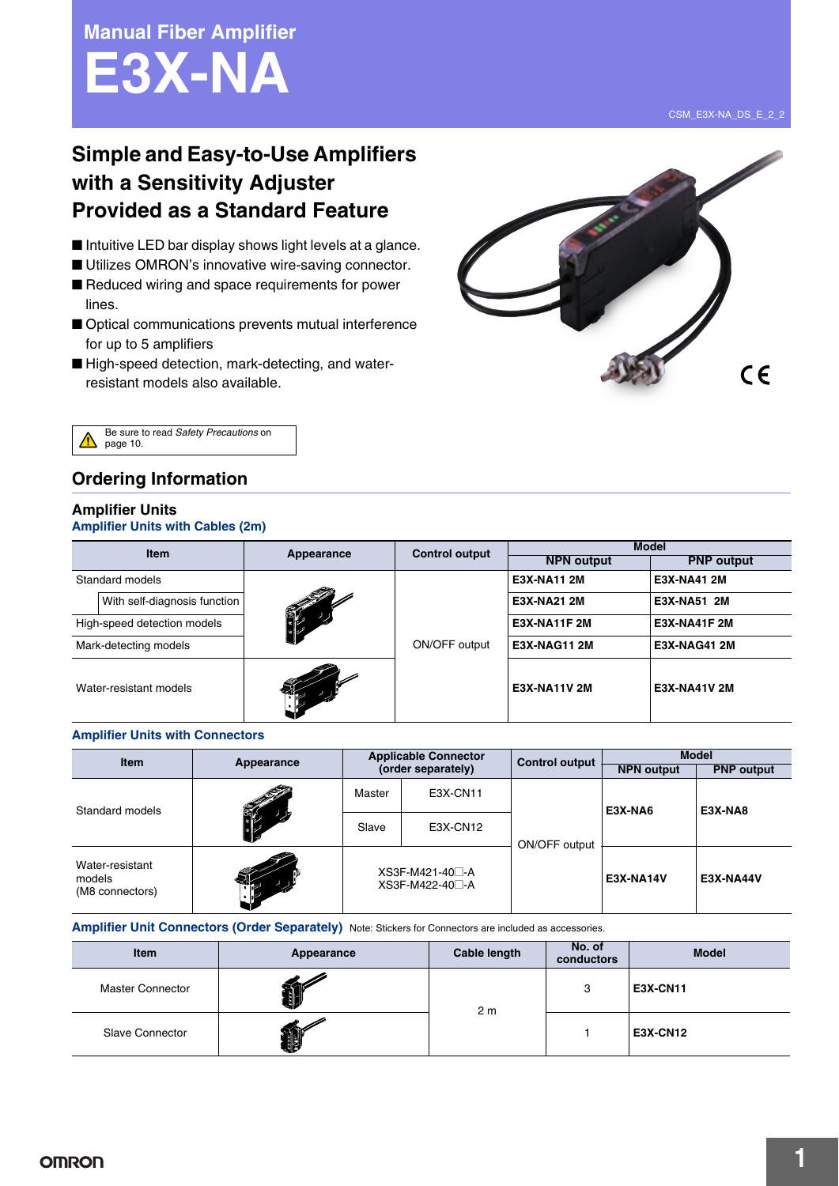# Manual Fiber Amplifier
# E3X-NA

CSM_E3X-NA_DS_E_2_2

## Simple and Easy-to-Use Amplifiers with a Sensitivity Adjuster Provided as a Standard Feature

- Intuitive LED bar display shows light levels at a glance.
- Utilizes OMRON's innovative wire-saving connector.
- Reduced wiring and space requirements for power lines.
- Optical communications prevents mutual interference for up to 5 amplifiers
- High-speed detection, mark-detecting, and water-resistant models also available.

Be sure to read *Safety Precautions* on page 10.

## Ordering Information

### Amplifier Units

#### Amplifier Units with Cables (2m)

| Item | Appearance | Control output | Model | |
|---|---|---|---|---|
| | | | NPN output | PNP output |
| Standard models | | ON/OFF output | **E3X-NA11 2M** | **E3X-NA41 2M** |
| With self-diagnosis function | | | **E3X-NA21 2M** | **E3X-NA51 2M** |
| High-speed detection models | | | **E3X-NA11F 2M** | **E3X-NA41F 2M** |
| Mark-detecting models | | | **E3X-NAG11 2M** | **E3X-NAG41 2M** |
| Water-resistant models | | | **E3X-NA11V 2M** | **E3X-NA41V 2M** |

#### Amplifier Units with Connectors

| Item | Appearance | Applicable Connector (order separately) | | Control output | Model | |
|---|---|---|---|---|---|---|
| | | | | | NPN output | PNP output |
| Standard models | | Master | E3X-CN11 | ON/OFF output | **E3X-NA6** | **E3X-NA8** |
| | | Slave | E3X-CN12 | | | |
| Water-resistant models (M8 connectors) | | XS3F-M421-40□-A XS3F-M422-40□-A | | | **E3X-NA14V** | **E3X-NA44V** |

#### Amplifier Unit Connectors (Order Separately)
Note: Stickers for Connectors are included as accessories.

| Item | Appearance | Cable length | No. of conductors | Model |
|---|---|---|---|---|
| Master Connector | | 2 m | 3 | **E3X-CN11** |
| Slave Connector | | | 1 | **E3X-CN12** |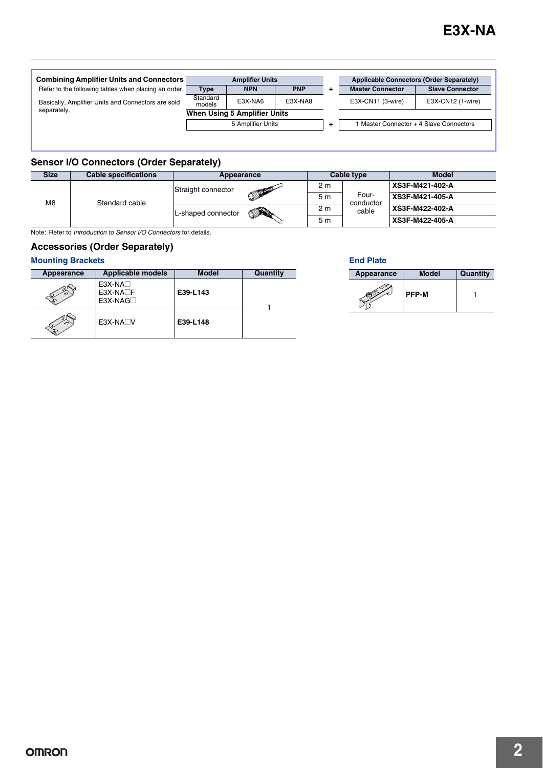## Combining Amplifier Units and Connectors

Refer to the following tables when placing an order.

Basically, Amplifier Units and Connectors are sold separately.

| Amplifier Units | | | + | Applicable Connectors (Order Separately) | |
|---|---|---|---|---|---|
| Type | NPN | PNP | | Master Connector | Slave Connector |
| Standard models | E3X-NA6 | E3X-NA8 | | E3X-CN11 (3-wire) | E3X-CN12 (1-wire) |

**When Using 5 Amplifier Units**

| Amplifier Units | + | Connectors |
|---|---|---|
| 5 Amplifier Units | + | 1 Master Connector + 4 Slave Connectors |

## Sensor I/O Connectors (Order Separately)

| Size | Cable specifications | Appearance | Cable type | | Model |
|---|---|---|---|---|---|
| M8 | Standard cable | Straight connector | 2 m | Four-conductor cable | **XS3F-M421-402-A** |
| | | | 5 m | | **XS3F-M421-405-A** |
| | | L-shaped connector | 2 m | | **XS3F-M422-402-A** |
| | | | 5 m | | **XS3F-M422-405-A** |

Note: Refer to *Introduction to Sensor I/O Connectors* for details.

## Accessories (Order Separately)

### Mounting Brackets

| Appearance | Applicable models | Model | Quantity |
|---|---|---|---|
| | E3X-NA□<br>E3X-NA□F<br>E3X-NAG□ | **E39-L143** | 1 |
| | E3X-NA□V | **E39-L148** | |

### End Plate

| Appearance | Model | Quantity |
|---|---|---|
| | **PFP-M** | 1 |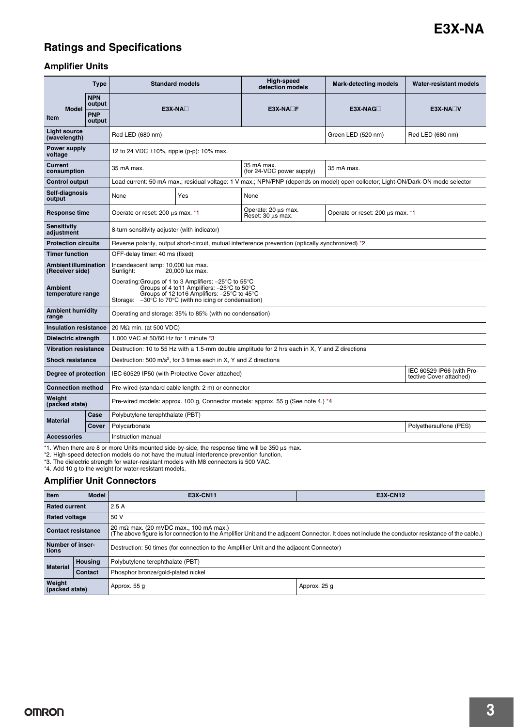## Ratings and Specifications

### Amplifier Units

| Item \ Type | | Standard models | | High-speed detection models | Mark-detecting models | Water-resistant models |
|---|---|---|---|---|---|---|
| Model | NPN output / PNP output | E3X-NA□ | | E3X-NA□F | E3X-NAG□ | E3X-NA□V |
| Light source (wavelength) | | Red LED (680 nm) | | | Green LED (520 nm) | Red LED (680 nm) |
| Power supply voltage | | 12 to 24 VDC ±10%, ripple (p-p): 10% max. | | | | |
| Current consumption | | 35 mA max. | | 35 mA max. (for 24-VDC power supply) | 35 mA max. | |
| Control output | | Load current: 50 mA max.; residual voltage: 1 V max.; NPN/PNP (depends on model) open collector; Light-ON/Dark-ON mode selector | | | | |
| Self-diagnosis output | | None | Yes | None | | |
| Response time | | Operate or reset: 200 μs max. *1 | | Operate: 20 μs max. Reset: 30 μs max. | Operate or reset: 200 μs max. *1 | |
| Sensitivity adjustment | | 8-turn sensitivity adjuster (with indicator) | | | | |
| Protection circuits | | Reverse polarity, output short-circuit, mutual interference prevention (optically synchronized) *2 | | | | |
| Timer function | | OFF-delay timer: 40 ms (fixed) | | | | |
| Ambient illumination (Receiver side) | | Incandescent lamp: 10,000 lux max. Sunlight: 20,000 lux max. | | | | |
| Ambient temperature range | | Operating: Groups of 1 to 3 Amplifiers: −25°C to 55°C; Groups of 4 to11 Amplifiers: −25°C to 50°C; Groups of 12 to16 Amplifiers: −25°C to 45°C. Storage: −30°C to 70°C (with no icing or condensation) | | | | |
| Ambient humidity range | | Operating and storage: 35% to 85% (with no condensation) | | | | |
| Insulation resistance | | 20 MΩ min. (at 500 VDC) | | | | |
| Dielectric strength | | 1,000 VAC at 50/60 Hz for 1 minute *3 | | | | |
| Vibration resistance | | Destruction: 10 to 55 Hz with a 1.5-mm double amplitude for 2 hrs each in X, Y and Z directions | | | | |
| Shock resistance | | Destruction: 500 m/s$^2$, for 3 times each in X, Y and Z directions | | | | |
| Degree of protection | | IEC 60529 IP50 (with Protective Cover attached) | | | | IEC 60529 IP66 (with Protective Cover attached) |
| Connection method | | Pre-wired (standard cable length: 2 m) or connector | | | | |
| Weight (packed state) | | Pre-wired models: approx. 100 g, Connector models: approx. 55 g (See note 4.) *4 | | | | |
| Material | Case | Polybutylene terephthalate (PBT) | | | | |
| | Cover | Polycarbonate | | | | Polyethersulfone (PES) |
| Accessories | | Instruction manual | | | | |

*1. When there are 8 or more Units mounted side-by-side, the response time will be 350 μs max.
*2. High-speed detection models do not have the mutual interference prevention function.
*3. The dielectric strength for water-resistant models with M8 connectors is 500 VAC.
*4. Add 10 g to the weight for water-resistant models.

### Amplifier Unit Connectors

| Item \ Model | | E3X-CN11 | E3X-CN12 |
|---|---|---|---|
| Rated current | | 2.5 A | |
| Rated voltage | | 50 V | |
| Contact resistance | | 20 mΩ max. (20 mVDC max., 100 mA max.) (The above figure is for connection to the Amplifier Unit and the adjacent Connector. It does not include the conductor resistance of the cable.) | |
| Number of insertions | | Destruction: 50 times (for connection to the Amplifier Unit and the adjacent Connector) | |
| Material | Housing | Polybutylene terephthalate (PBT) | |
| | Contact | Phosphor bronze/gold-plated nickel | |
| Weight (packed state) | | Approx. 55 g | Approx. 25 g |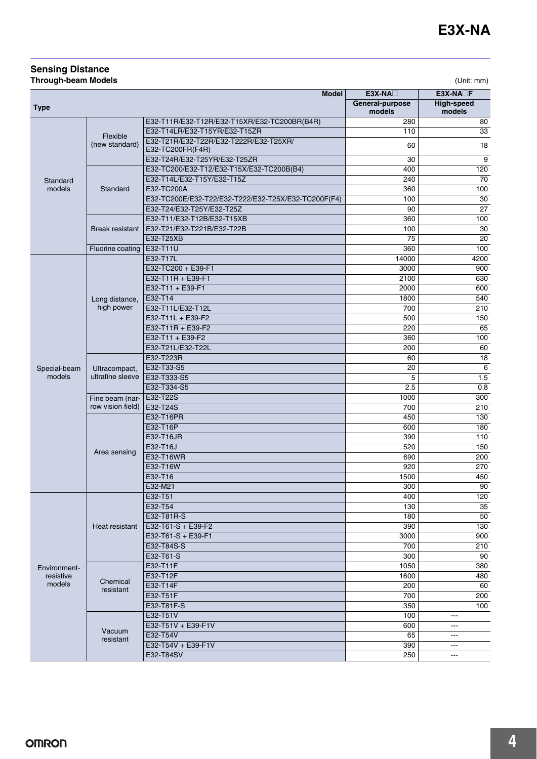## Sensing Distance

### Through-beam Models

(Unit: mm)

| Type | | Model | E3X-NA☐ General-purpose models | E3X-NA☐F High-speed models |
|---|---|---|---|---|
| Standard models | Flexible (new standard) | E32-T11R/E32-T12R/E32-T15XR/E32-TC200BR(B4R) | 280 | 80 |
| | | E32-T14LR/E32-T15YR/E32-T15ZR | 110 | 33 |
| | | E32-T21R/E32-T22R/E32-T222R/E32-T25XR/ E32-TC200FR(F4R) | 60 | 18 |
| | | E32-T24R/E32-T25YR/E32-T25ZR | 30 | 9 |
| | Standard | E32-TC200/E32-T12/E32-T15X/E32-TC200B(B4) | 400 | 120 |
| | | E32-T14L/E32-T15Y/E32-T15Z | 240 | 70 |
| | | E32-TC200A | 360 | 100 |
| | | E32-TC200E/E32-T22/E32-T222/E32-T25X/E32-TC200F(F4) | 100 | 30 |
| | | E32-T24/E32-T25Y/E32-T25Z | 90 | 27 |
| | Break resistant | E32-T11/E32-T12B/E32-T15XB | 360 | 100 |
| | | E32-T21/E32-T221B/E32-T22B | 100 | 30 |
| | | E32-T25XB | 75 | 20 |
| | Fluorine coating | E32-T11U | 360 | 100 |
| Special-beam models | Long distance, high power | E32-T17L | 14000 | 4200 |
| | | E32-TC200 + E39-F1 | 3000 | 900 |
| | | E32-T11R + E39-F1 | 2100 | 630 |
| | | E32-T11 + E39-F1 | 2000 | 600 |
| | | E32-T14 | 1800 | 540 |
| | | E32-T11L/E32-T12L | 700 | 210 |
| | | E32-T11L + E39-F2 | 500 | 150 |
| | | E32-T11R + E39-F2 | 220 | 65 |
| | | E32-T11 + E39-F2 | 360 | 100 |
| | | E32-T21L/E32-T22L | 200 | 60 |
| | Ultracompact, ultrafine sleeve | E32-T223R | 60 | 18 |
| | | E32-T33-S5 | 20 | 6 |
| | | E32-T333-S5 | 5 | 1.5 |
| | | E32-T334-S5 | 2.5 | 0.8 |
| | Fine beam (narrow vision field) | E32-T22S | 1000 | 300 |
| | | E32-T24S | 700 | 210 |
| | Area sensing | E32-T16PR | 450 | 130 |
| | | E32-T16P | 600 | 180 |
| | | E32-T16JR | 390 | 110 |
| | | E32-T16J | 520 | 150 |
| | | E32-T16WR | 690 | 200 |
| | | E32-T16W | 920 | 270 |
| | | E32-T16 | 1500 | 450 |
| | | E32-M21 | 300 | 90 |
| Environment-resistive models | Heat resistant | E32-T51 | 400 | 120 |
| | | E32-T54 | 130 | 35 |
| | | E32-T81R-S | 180 | 50 |
| | | E32-T61-S + E39-F2 | 390 | 130 |
| | | E32-T61-S + E39-F1 | 3000 | 900 |
| | | E32-T84S-S | 700 | 210 |
| | | E32-T61-S | 300 | 90 |
| | Chemical resistant | E32-T11F | 1050 | 380 |
| | | E32-T12F | 1600 | 480 |
| | | E32-T14F | 200 | 60 |
| | | E32-T51F | 700 | 200 |
| | | E32-T81F-S | 350 | 100 |
| | Vacuum resistant | E32-T51V | 100 | --- |
| | | E32-T51V + E39-F1V | 600 | --- |
| | | E32-T54V | 65 | --- |
| | | E32-T54V + E39-F1V | 390 | --- |
| | | E32-T84SV | 250 | --- |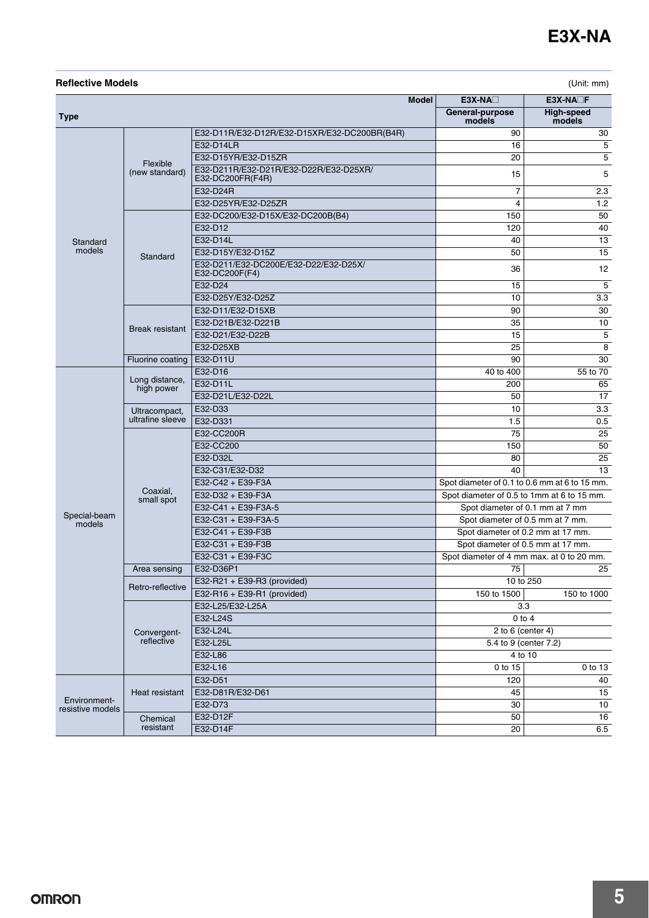### Reflective Models

(Unit: mm)

| Type | | Model | E3X-NA□ General-purpose models | E3X-NA□F High-speed models |
|---|---|---|---|---|
| Standard models | Flexible (new standard) | E32-D11R/E32-D12R/E32-D15XR/E32-DC200BR(B4R) | 90 | 30 |
| | | E32-D14LR | 16 | 5 |
| | | E32-D15YR/E32-D15ZR | 20 | 5 |
| | | E32-D211R/E32-D21R/E32-D22R/E32-D25XR/ E32-DC200FR(F4R) | 15 | 5 |
| | | E32-D24R | 7 | 2.3 |
| | | E32-D25YR/E32-D25ZR | 4 | 1.2 |
| | Standard | E32-DC200/E32-D15X/E32-DC200B(B4) | 150 | 50 |
| | | E32-D12 | 120 | 40 |
| | | E32-D14L | 40 | 13 |
| | | E32-D15Y/E32-D15Z | 50 | 15 |
| | | E32-D211/E32-DC200E/E32-D22/E32-D25X/ E32-DC200F(F4) | 36 | 12 |
| | | E32-D24 | 15 | 5 |
| | | E32-D25Y/E32-D25Z | 10 | 3.3 |
| | Break resistant | E32-D11/E32-D15XB | 90 | 30 |
| | | E32-D21B/E32-D221B | 35 | 10 |
| | | E32-D21/E32-D22B | 15 | 5 |
| | | E32-D25XB | 25 | 8 |
| | Fluorine coating | E32-D11U | 90 | 30 |
| Special-beam models | Long distance, high power | E32-D16 | 40 to 400 | 55 to 70 |
| | | E32-D11L | 200 | 65 |
| | | E32-D21L/E32-D22L | 50 | 17 |
| | Ultracompact, ultrafine sleeve | E32-D33 | 10 | 3.3 |
| | | E32-D331 | 1.5 | 0.5 |
| | Coaxial, small spot | E32-CC200R | 75 | 25 |
| | | E32-CC200 | 150 | 50 |
| | | E32-D32L | 80 | 25 |
| | | E32-C31/E32-D32 | 40 | 13 |
| | | E32-C42 + E39-F3A | Spot diameter of 0.1 to 0.6 mm at 6 to 15 mm. | |
| | | E32-D32 + E39-F3A | Spot diameter of 0.5 to 1mm at 6 to 15 mm. | |
| | | E32-C41 + E39-F3A-5 | Spot diameter of 0.1 mm at 7 mm | |
| | | E32-C31 + E39-F3A-5 | Spot diameter of 0.5 mm at 7 mm. | |
| | | E32-C41 + E39-F3B | Spot diameter of 0.2 mm at 17 mm. | |
| | | E32-C31 + E39-F3B | Spot diameter of 0.5 mm at 17 mm. | |
| | | E32-C31 + E39-F3C | Spot diameter of 4 mm max. at 0 to 20 mm. | |
| | Area sensing | E32-D36P1 | 75 | 25 |
| | Retro-reflective | E32-R21 + E39-R3 (provided) | 10 to 250 | |
| | | E32-R16 + E39-R1 (provided) | 150 to 1500 | 150 to 1000 |
| | Convergent-reflective | E32-L25/E32-L25A | 3.3 | |
| | | E32-L24S | 0 to 4 | |
| | | E32-L24L | 2 to 6 (center 4) | |
| | | E32-L25L | 5.4 to 9 (center 7.2) | |
| | | E32-L86 | 4 to 10 | |
| | | E32-L16 | 0 to 15 | 0 to 13 |
| Environment-resistive models | Heat resistant | E32-D51 | 120 | 40 |
| | | E32-D81R/E32-D61 | 45 | 15 |
| | | E32-D73 | 30 | 10 |
| | Chemical resistant | E32-D12F | 50 | 16 |
| | | E32-D14F | 20 | 6.5 |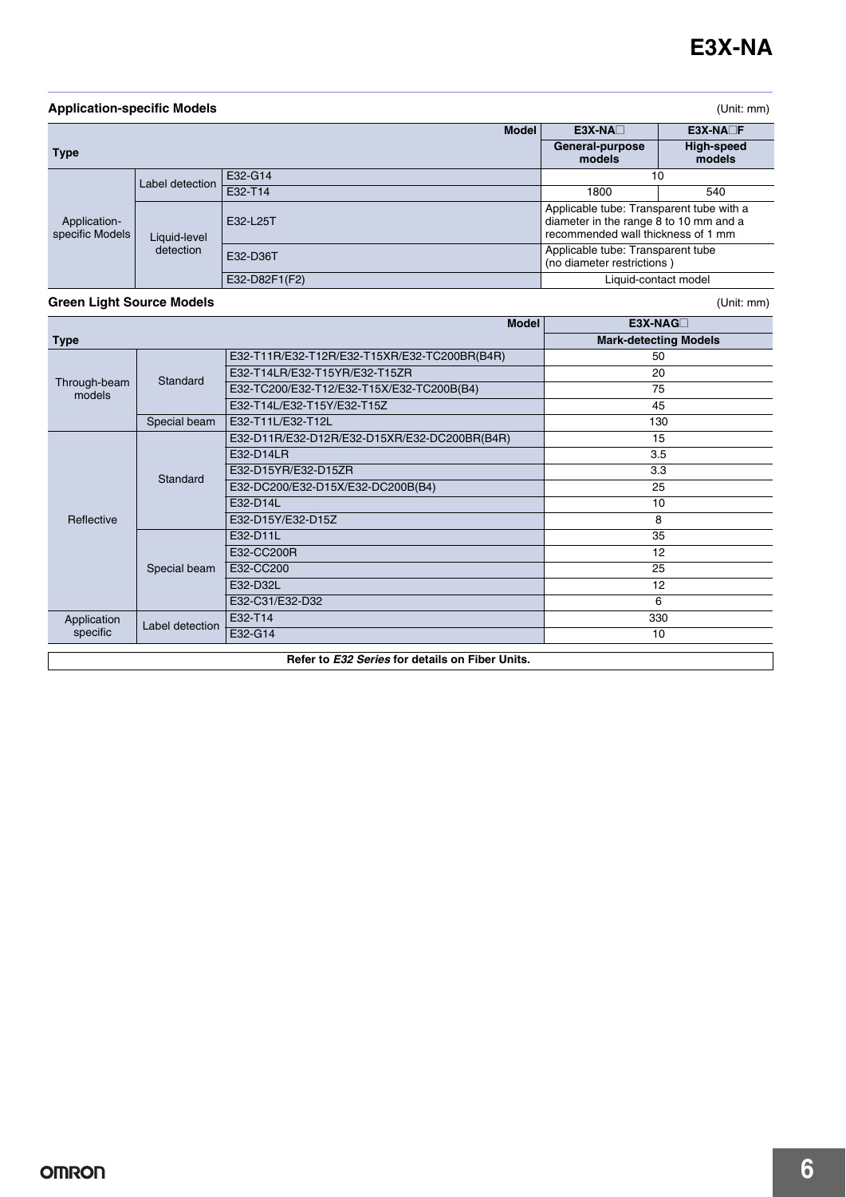### Application-specific Models

(Unit: mm)

| Type | | Model | E3X-NA□ General-purpose models | E3X-NA□F High-speed models |
|---|---|---|---|---|
| Application-specific Models | Label detection | E32-G14 | 10 | |
| | | E32-T14 | 1800 | 540 |
| | Liquid-level detection | E32-L25T | Applicable tube: Transparent tube with a diameter in the range 8 to 10 mm and a recommended wall thickness of 1 mm | |
| | | E32-D36T | Applicable tube: Transparent tube (no diameter restrictions ) | |
| | | E32-D82F1(F2) | Liquid-contact model | |

### Green Light Source Models

(Unit: mm)

| Type | | Model | E3X-NAG□ Mark-detecting Models |
|---|---|---|---|
| Through-beam models | Standard | E32-T11R/E32-T12R/E32-T15XR/E32-TC200BR(B4R) | 50 |
| | | E32-T14LR/E32-T15YR/E32-T15ZR | 20 |
| | | E32-TC200/E32-T12/E32-T15X/E32-TC200B(B4) | 75 |
| | | E32-T14L/E32-T15Y/E32-T15Z | 45 |
| | Special beam | E32-T11L/E32-T12L | 130 |
| Reflective | Standard | E32-D11R/E32-D12R/E32-D15XR/E32-DC200BR(B4R) | 15 |
| | | E32-D14LR | 3.5 |
| | | E32-D15YR/E32-D15ZR | 3.3 |
| | | E32-DC200/E32-D15X/E32-DC200B(B4) | 25 |
| | | E32-D14L | 10 |
| | | E32-D15Y/E32-D15Z | 8 |
| | Special beam | E32-D11L | 35 |
| | | E32-CC200R | 12 |
| | | E32-CC200 | 25 |
| | | E32-D32L | 12 |
| | | E32-C31/E32-D32 | 6 |
| Application specific | Label detection | E32-T14 | 330 |
| | | E32-G14 | 10 |

**Refer to *E32 Series* for details on Fiber Units.**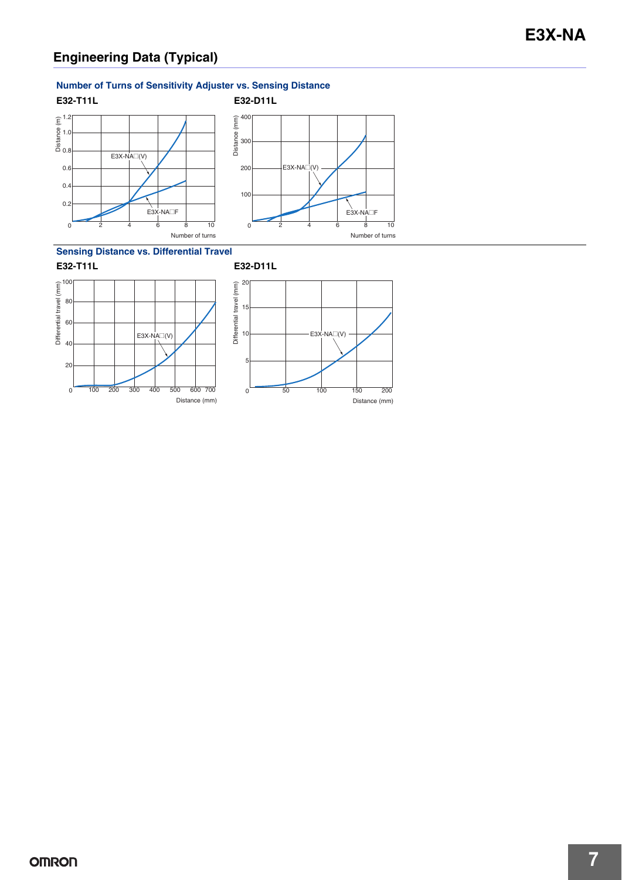## Engineering Data (Typical)

### Number of Turns of Sensitivity Adjuster vs. Sensing Distance

**E32-T11L**

Distance (m): 0, 0.2, 0.4, 0.6, 0.8, 1.0, 1.2

Number of turns: 0, 2, 4, 6, 8, 10

E3X-NA□(V)

E3X-NA□F

**E32-D11L**

Distance (mm): 0, 100, 200, 300, 400

Number of turns: 0, 2, 4, 6, 8, 10

E3X-NA□(V)

E3X-NA□F

### Sensing Distance vs. Differential Travel

**E32-T11L**

Differential travel (mm): 0, 20, 40, 60, 80, 100

Distance (mm): 0, 100, 200, 300, 400, 500, 600, 700

E3X-NA□(V)

**E32-D11L**

Differential travel (mm): 0, 5, 10, 15, 20

Distance (mm): 0, 50, 100, 150, 200

E3X-NA□(V)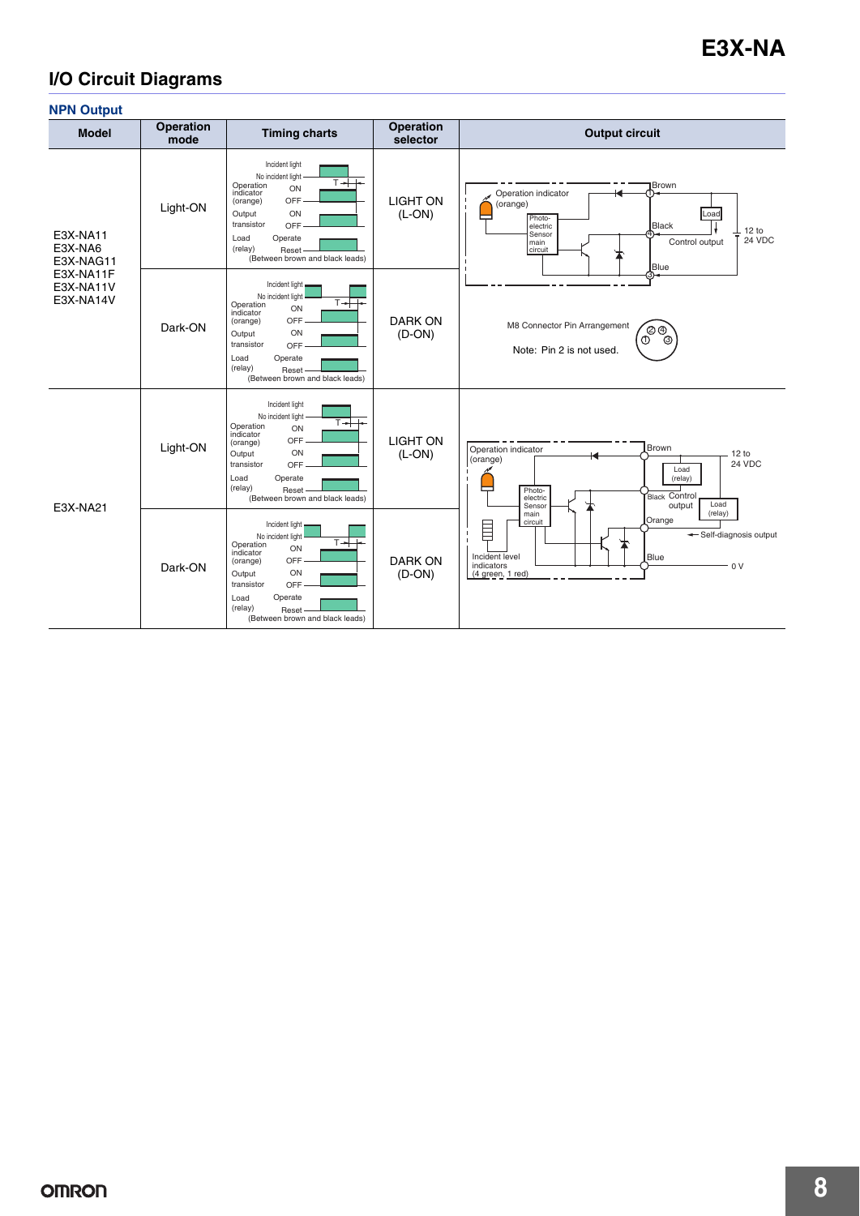## I/O Circuit Diagrams

### NPN Output

| Model | Operation mode | Timing charts | Operation selector | Output circuit |
|---|---|---|---|---|
| E3X-NA11<br>E3X-NA6<br>E3X-NAG11<br>E3X-NA11F<br>E3X-NA11V<br>E3X-NA14V | Light-ON | Incident light<br>No incident light<br>Operation indicator (orange) ON / OFF<br>Output transistor ON / OFF<br>Load (relay) Operate / Reset<br>(Between brown and black leads) | LIGHT ON (L-ON) | Operation indicator (orange)<br>Photo-electric Sensor main circuit<br>Brown ①<br>Black ④<br>Blue ③<br>Load<br>Control output<br>12 to 24 VDC<br>M8 Connector Pin Arrangement<br>Note: Pin 2 is not used. |
| | Dark-ON | Incident light<br>No incident light<br>Operation indicator (orange) ON / OFF<br>Output transistor ON / OFF<br>Load (relay) Operate / Reset<br>(Between brown and black leads) | DARK ON (D-ON) | |
| E3X-NA21 | Light-ON | Incident light<br>No incident light<br>Operation indicator (orange) ON / OFF<br>Output transistor ON / OFF<br>Load (relay) Operate / Reset<br>(Between brown and black leads) | LIGHT ON (L-ON) | Operation indicator (orange)<br>Photo-electric Sensor main circuit<br>Incident level indicators (4 green, 1 red)<br>Brown<br>Black<br>Orange<br>Blue<br>Load (relay)<br>Control output<br>Self-diagnosis output<br>12 to 24 VDC<br>0 V |
| | Dark-ON | Incident light<br>No incident light<br>Operation indicator (orange) ON / OFF<br>Output transistor ON / OFF<br>Load (relay) Operate / Reset<br>(Between brown and black leads) | DARK ON (D-ON) | |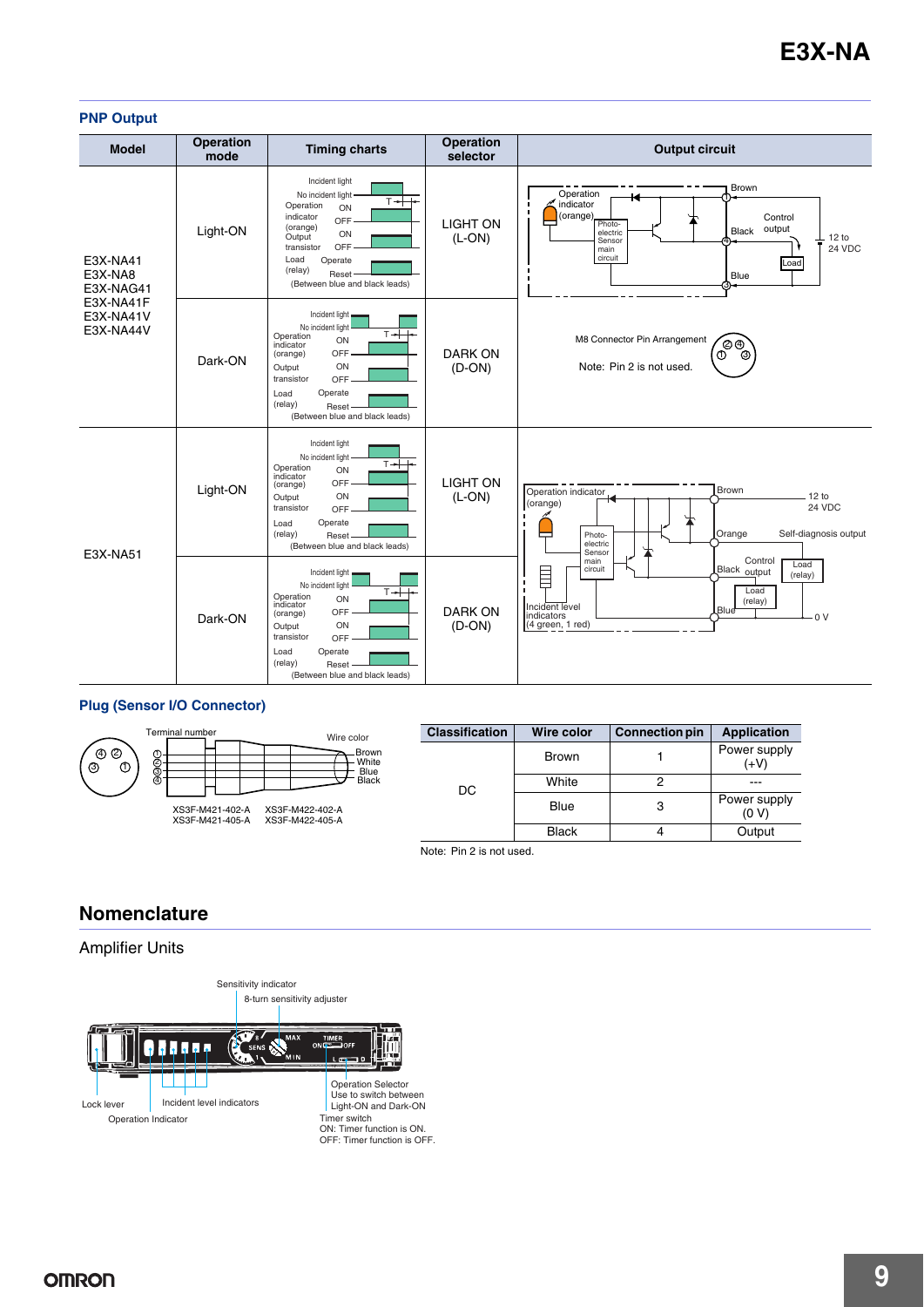## PNP Output

| Model | Operation mode | Timing charts | Operation selector | Output circuit |
|---|---|---|---|---|
| E3X-NA41<br>E3X-NA8<br>E3X-NAG41<br>E3X-NA41F<br>E3X-NA41V<br>E3X-NA44V | Light-ON | Incident light / No incident light; Operation indicator (orange) ON/OFF; Output transistor ON/OFF; Load (relay) Operate/Reset (Between blue and black leads) | LIGHT ON (L-ON) | Operation indicator (orange), Photo-electric Sensor main circuit, Brown ①, Black ④ Control output, Load, Blue ③, 12 to 24 VDC |
| | Dark-ON | Incident light / No incident light; Operation indicator (orange) ON/OFF; Output transistor ON/OFF; Load (relay) Operate/Reset (Between blue and black leads) | DARK ON (D-ON) | M8 Connector Pin Arrangement ② ④ ① ③<br>Note: Pin 2 is not used. |
| E3X-NA51 | Light-ON | Incident light / No incident light; Operation indicator (orange) ON/OFF; Output transistor ON/OFF; Load (relay) Operate/Reset (Between blue and black leads) | LIGHT ON (L-ON) | Operation indicator (orange), Photo-electric Sensor main circuit, Incident level indicators (4 green, 1 red), Brown, Orange Self-diagnosis output, Black Control output, Load (relay), Blue, 12 to 24 VDC, 0 V |
| | Dark-ON | Incident light / No incident light; Operation indicator (orange) ON/OFF; Output transistor ON/OFF; Load (relay) Operate/Reset (Between blue and black leads) | DARK ON (D-ON) | |

## Plug (Sensor I/O Connector)

Terminal number ①②③④ — Wire color: Brown, White, Blue, Black

XS3F-M421-402-A XS3F-M422-402-A
XS3F-M421-405-A XS3F-M422-405-A

| Classification | Wire color | Connection pin | Application |
|---|---|---|---|
| DC | Brown | 1 | Power supply (+V) |
| | White | 2 | --- |
| | Blue | 3 | Power supply (0 V) |
| | Black | 4 | Output |

Note: Pin 2 is not used.

## Nomenclature

### Amplifier Units

- Sensitivity indicator
- 8-turn sensitivity adjuster
- Lock lever
- Incident level indicators
- Operation Indicator
- Operation Selector: Use to switch between Light-ON and Dark-ON
- Timer switch: ON: Timer function is ON. OFF: Timer function is OFF.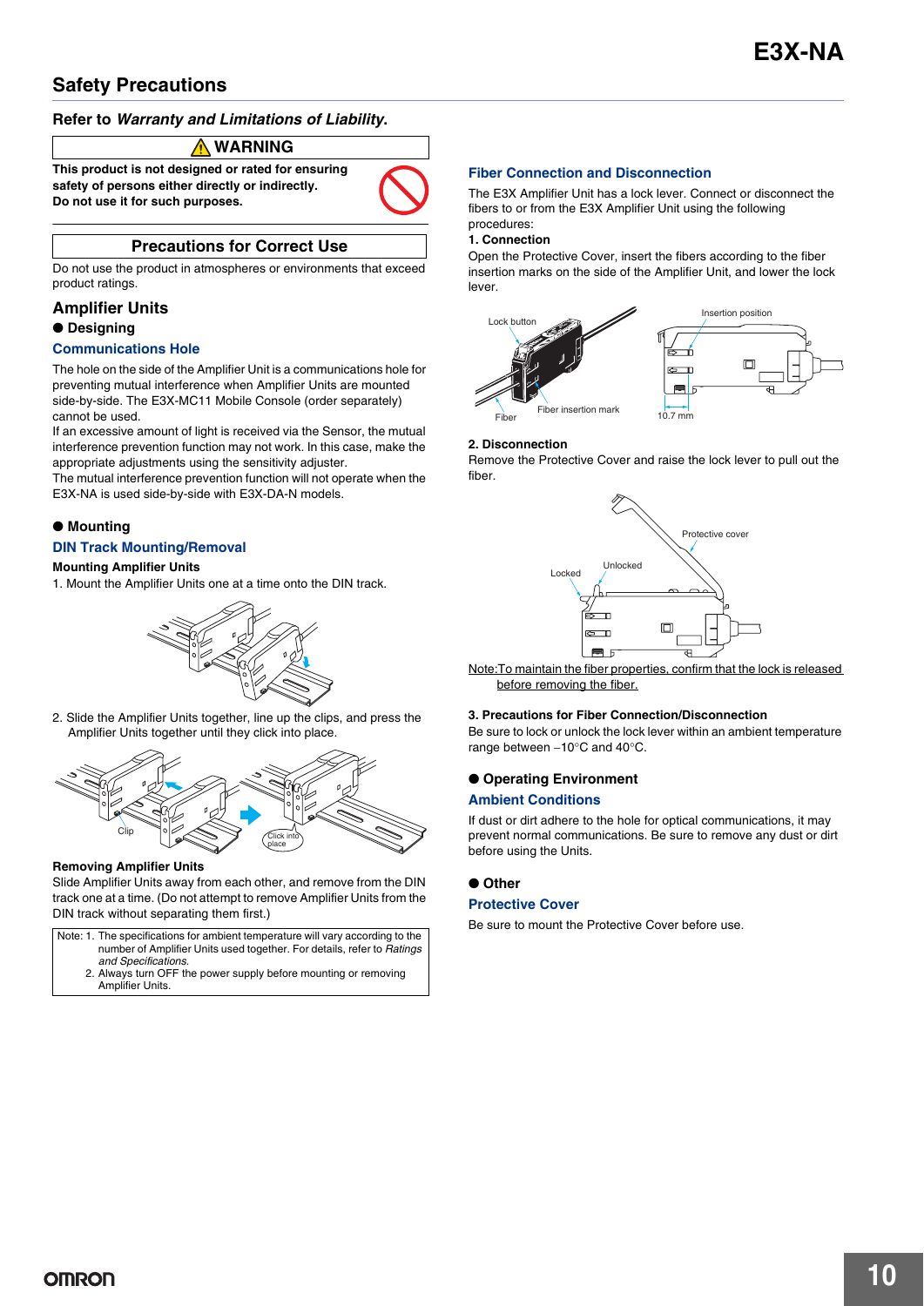## Safety Precautions

### Refer to *Warranty and Limitations of Liability*.

**⚠ WARNING**

**This product is not designed or rated for ensuring safety of persons either directly or indirectly. Do not use it for such purposes.**

**Precautions for Correct Use**

Do not use the product in atmospheres or environments that exceed product ratings.

### Amplifier Units

**● Designing**

#### Communications Hole

The hole on the side of the Amplifier Unit is a communications hole for preventing mutual interference when Amplifier Units are mounted side-by-side. The E3X-MC11 Mobile Console (order separately) cannot be used.

If an excessive amount of light is received via the Sensor, the mutual interference prevention function may not work. In this case, make the appropriate adjustments using the sensitivity adjuster.

The mutual interference prevention function will not operate when the E3X-NA is used side-by-side with E3X-DA-N models.

**● Mounting**

#### DIN Track Mounting/Removal

**Mounting Amplifier Units**

1. Mount the Amplifier Units one at a time onto the DIN track.

2. Slide the Amplifier Units together, line up the clips, and press the Amplifier Units together until they click into place.

Clip

Click into place

**Removing Amplifier Units**

Slide Amplifier Units away from each other, and remove from the DIN track one at a time. (Do not attempt to remove Amplifier Units from the DIN track without separating them first.)

Note: 1. The specifications for ambient temperature will vary according to the number of Amplifier Units used together. For details, refer to *Ratings and Specifications*.
2. Always turn OFF the power supply before mounting or removing Amplifier Units.

#### Fiber Connection and Disconnection

The E3X Amplifier Unit has a lock lever. Connect or disconnect the fibers to or from the E3X Amplifier Unit using the following procedures:

**1. Connection**

Open the Protective Cover, insert the fibers according to the fiber insertion marks on the side of the Amplifier Unit, and lower the lock lever.

Lock button

Fiber

Fiber insertion mark

Insertion position

10.7 mm

**2. Disconnection**

Remove the Protective Cover and raise the lock lever to pull out the fiber.

Protective cover

Locked

Unlocked

Note: To maintain the fiber properties, confirm that the lock is released before removing the fiber.

**3. Precautions for Fiber Connection/Disconnection**

Be sure to lock or unlock the lock lever within an ambient temperature range between −10°C and 40°C.

**● Operating Environment**

#### Ambient Conditions

If dust or dirt adhere to the hole for optical communications, it may prevent normal communications. Be sure to remove any dust or dirt before using the Units.

**● Other**

#### Protective Cover

Be sure to mount the Protective Cover before use.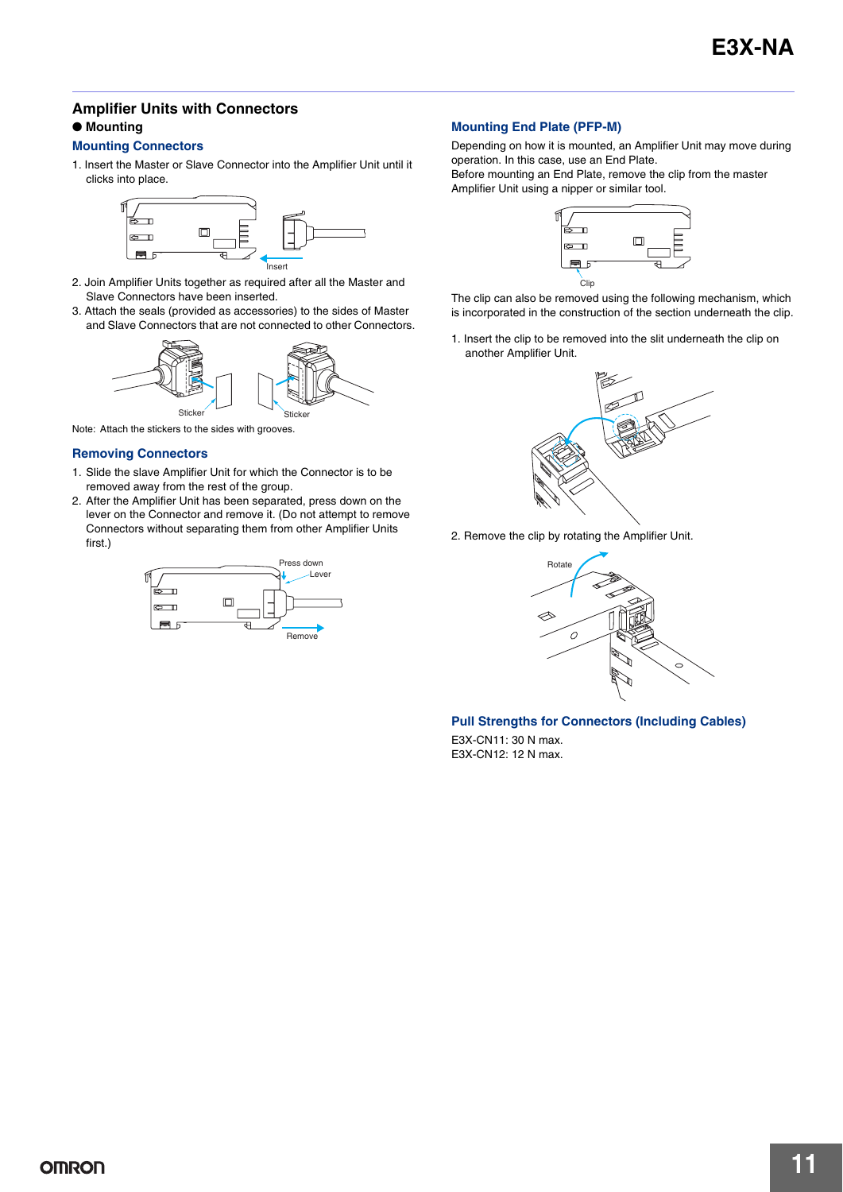## Amplifier Units with Connectors

● **Mounting**

### Mounting Connectors

1. Insert the Master or Slave Connector into the Amplifier Unit until it clicks into place.

Insert

2. Join Amplifier Units together as required after all the Master and Slave Connectors have been inserted.
3. Attach the seals (provided as accessories) to the sides of Master and Slave Connectors that are not connected to other Connectors.

Sticker    Sticker

Note: Attach the stickers to the sides with grooves.

### Removing Connectors

1. Slide the slave Amplifier Unit for which the Connector is to be removed away from the rest of the group.
2. After the Amplifier Unit has been separated, press down on the lever on the Connector and remove it. (Do not attempt to remove Connectors without separating them from other Amplifier Units first.)

Press down    Lever    Remove

### Mounting End Plate (PFP-M)

Depending on how it is mounted, an Amplifier Unit may move during operation. In this case, use an End Plate.
Before mounting an End Plate, remove the clip from the master Amplifier Unit using a nipper or similar tool.

Clip

The clip can also be removed using the following mechanism, which is incorporated in the construction of the section underneath the clip.

1. Insert the clip to be removed into the slit underneath the clip on another Amplifier Unit.

2. Remove the clip by rotating the Amplifier Unit.

Rotate

### Pull Strengths for Connectors (Including Cables)

E3X-CN11: 30 N max.
E3X-CN12: 12 N max.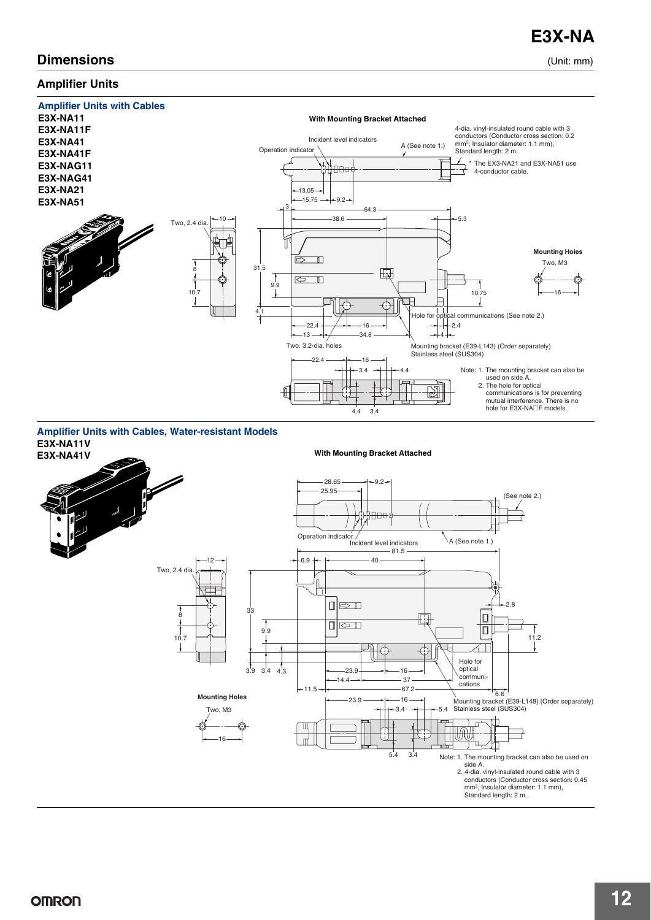## Dimensions

(Unit: mm)

### Amplifier Units

#### Amplifier Units with Cables

**E3X-NA11**
**E3X-NA11F**
**E3X-NA41**
**E3X-NA41F**
**E3X-NAG11**
**E3X-NAG41**
**E3X-NA21**
**E3X-NA51**

**With Mounting Bracket Attached**

4-dia. vinyl-insulated round cable with 3 conductors (Conductor cross section: 0.2 mm²; Insulator diameter: 1.1 mm), Standard length: 2 m.

* The EX3-NA21 and E3X-NA51 use 4-conductor cable.

Incident level indicators
Operation indicator
A (See note 1.)
Two, 2.4 dia.
Hole for optical communications (See note 2.)
Two, 3.2-dia. holes
Mounting bracket (E39-L143) (Order separately) Stainless steel (SUS304)

**Mounting Holes**

Two, M3

Note: 1. The mounting bracket can also be used on side A.
2. The hole for optical communications is for preventing mutual interference. There is no hole for E3X-NA□F models.

#### Amplifier Units with Cables, Water-resistant Models

**E3X-NA11V**
**E3X-NA41V**

**With Mounting Bracket Attached**

(See note 2.)
Operation indicator
Incident level indicators
A (See note 1.)
Two, 2.4 dia.
Hole for optical communications
Mounting bracket (E39-L148) (Order separately) Stainless steel (SUS304)

**Mounting Holes**

Two, M3

Note: 1. The mounting bracket can also be used on side A.
2. 4-dia. vinyl-insulated round cable with 3 conductors (Conductor cross section: 0.45 mm², Insulator diameter: 1.1 mm), Standard length: 2 m.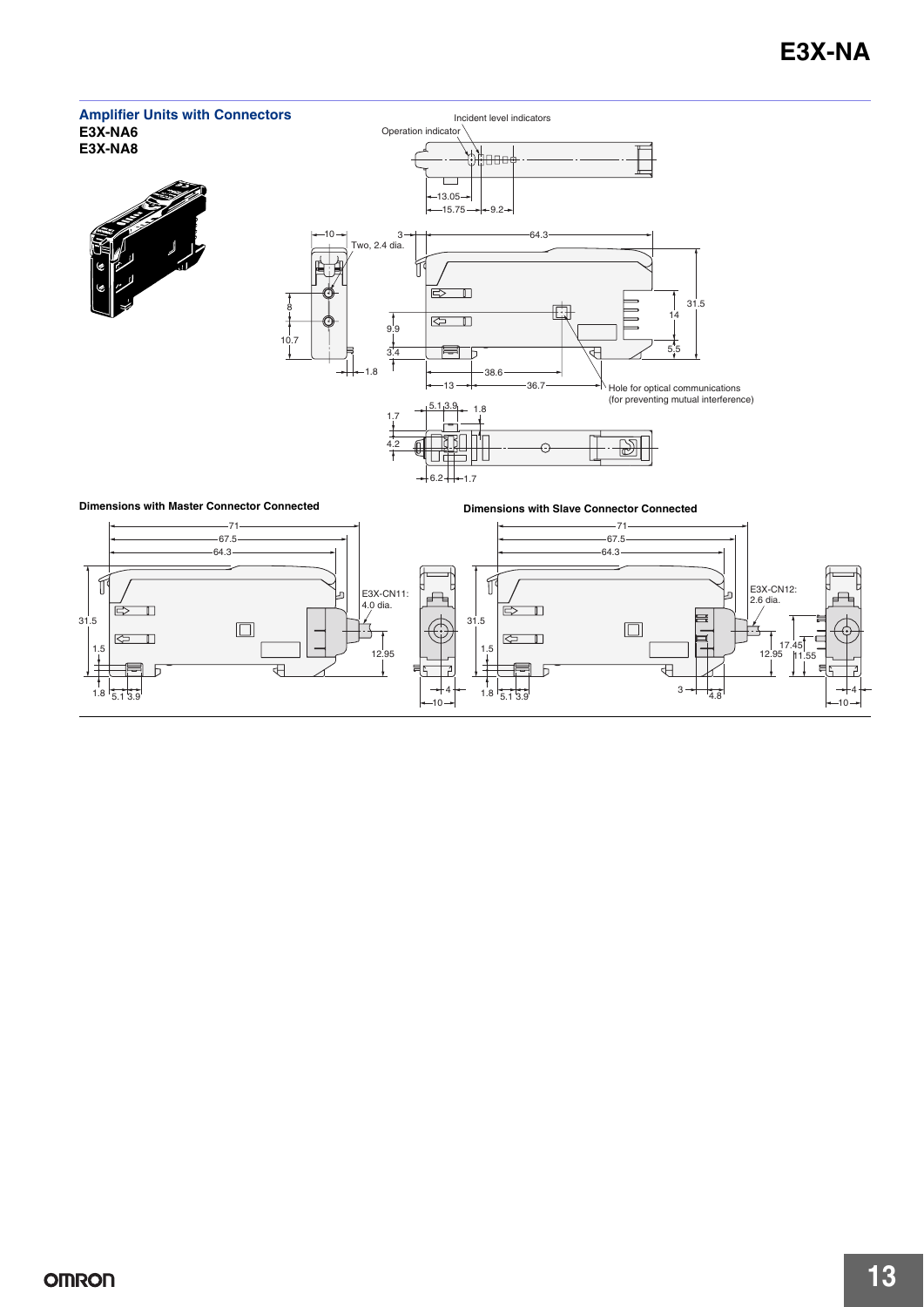## Amplifier Units with Connectors

**E3X-NA6**
**E3X-NA8**

Incident level indicators

Operation indicator

13.05

15.75

9.2

10

3

64.3

Two, 2.4 dia.

31.5

14

8

9.9

10.7

3.4

5.5

1.8

38.6

13

36.7

Hole for optical communications
(for preventing mutual interference)

5.1

3.9

1.8

1.7

4.2

6.2

1.7

**Dimensions with Master Connector Connected**

71

67.5

64.3

E3X-CN11:
4.0 dia.

31.5

1.5

12.95

1.8

5.1

3.9

4

10

**Dimensions with Slave Connector Connected**

71

67.5

64.3

E3X-CN12:
2.6 dia.

31.5

1.5

17.45

12.95

11.55

1.8

5.1

3.9

3

4.8

4

10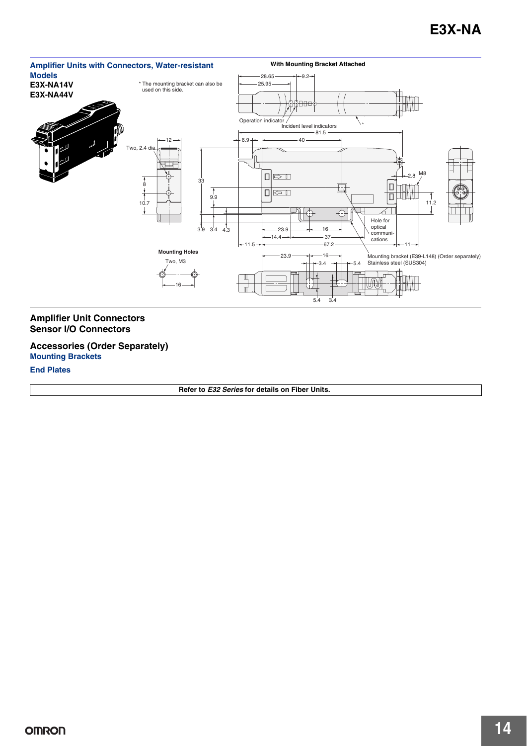## Amplifier Units with Connectors, Water-resistant

### Models

**E3X-NA14V**
**E3X-NA44V**

\* The mounting bracket can also be used on this side.

**With Mounting Bracket Attached**

28.65
9.2
25.95
Operation indicator
Incident level indicators
\*
81.5
6.9
40
12
Two, 2.4 dia.
33
8
10.7
9.9
2.8
M8
11.2
3.9
3.4
4.3
23.9
16
14.4
37
67.2
11.5
11
Hole for optical communi-cations

**Mounting Holes**

Two, M3
16

23.9
16
3.4
5.4
Mounting bracket (E39-L148) (Order separately)
Stainless steel (SUS304)
5.4
3.4

## Amplifier Unit Connectors
## Sensor I/O Connectors

## Accessories (Order Separately)

### Mounting Brackets

### End Plates

**Refer to *E32 Series* for details on Fiber Units.**